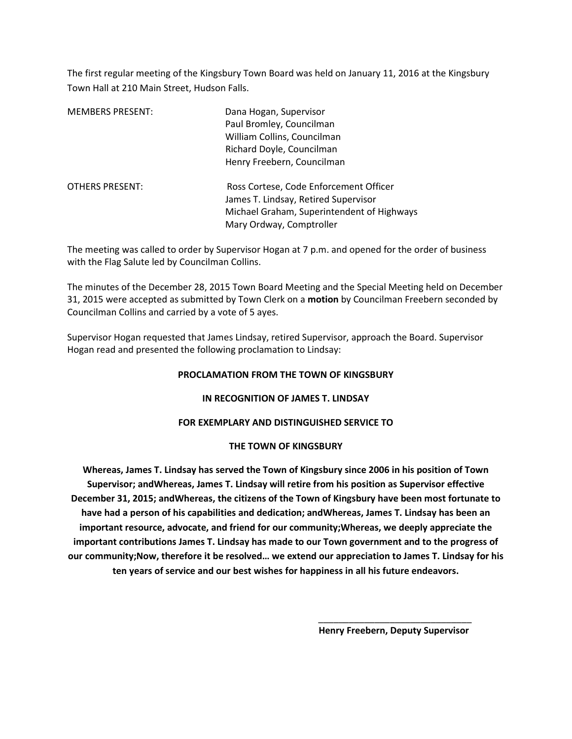The first regular meeting of the Kingsbury Town Board was held on January 11, 2016 at the Kingsbury Town Hall at 210 Main Street, Hudson Falls.

| MEMBERS PRESENT: | Dana Hogan, Supervisor<br>Paul Bromley, Councilman<br>William Collins, Councilman<br>Richard Doyle, Councilman<br>Henry Freebern, Councilman |
|---|---|
| OTHERS PRESENT: | Ross Cortese, Code Enforcement Officer<br>James T. Lindsay, Retired Supervisor<br>Michael Graham, Superintendent of Highways<br>Mary Ordway, Comptroller |

The meeting was called to order by Supervisor Hogan at 7 p.m. and opened for the order of business with the Flag Salute led by Councilman Collins.

The minutes of the December 28, 2015 Town Board Meeting and the Special Meeting held on December 31, 2015 were accepted as submitted by Town Clerk on a **motion** by Councilman Freebern seconded by Councilman Collins and carried by a vote of 5 ayes.

Supervisor Hogan requested that James Lindsay, retired Supervisor, approach the Board. Supervisor Hogan read and presented the following proclamation to Lindsay:

**PROCLAMATION FROM THE TOWN OF KINGSBURY**

**IN RECOGNITION OF JAMES T. LINDSAY**

**FOR EXEMPLARY AND DISTINGUISHED SERVICE TO**

**THE TOWN OF KINGSBURY**

**Whereas, James T. Lindsay has served the Town of Kingsbury since 2006 in his position of Town Supervisor; andWhereas, James T. Lindsay will retire from his position as Supervisor effective December 31, 2015; andWhereas, the citizens of the Town of Kingsbury have been most fortunate to have had a person of his capabilities and dedication; andWhereas, James T. Lindsay has been an important resource, advocate, and friend for our community;Whereas, we deeply appreciate the important contributions James T. Lindsay has made to our Town government and to the progress of our community;Now, therefore it be resolved… we extend our appreciation to James T. Lindsay for his ten years of service and our best wishes for happiness in all his future endeavors.**

\_\_\_\_\_\_\_\_\_\_\_\_\_\_\_\_\_\_\_\_\_\_\_\_\_\_\_\_\_\_\_\_

**Henry Freebern, Deputy Supervisor**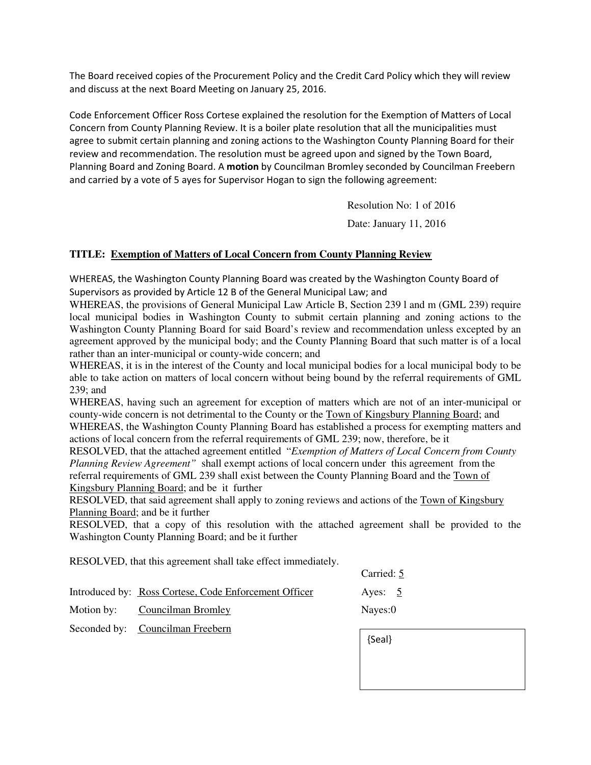The Board received copies of the Procurement Policy and the Credit Card Policy which they will review and discuss at the next Board Meeting on January 25, 2016.

Code Enforcement Officer Ross Cortese explained the resolution for the Exemption of Matters of Local Concern from County Planning Review. It is a boiler plate resolution that all the municipalities must agree to submit certain planning and zoning actions to the Washington County Planning Board for their review and recommendation. The resolution must be agreed upon and signed by the Town Board, Planning Board and Zoning Board. A **motion** by Councilman Bromley seconded by Councilman Freebern and carried by a vote of 5 ayes for Supervisor Hogan to sign the following agreement:

Resolution No: 1 of 2016

Date: January 11, 2016

**TITLE: Exemption of Matters of Local Concern from County Planning Review**

WHEREAS, the Washington County Planning Board was created by the Washington County Board of Supervisors as provided by Article 12 B of the General Municipal Law; and

WHEREAS, the provisions of General Municipal Law Article B, Section 239 l and m (GML 239) require local municipal bodies in Washington County to submit certain planning and zoning actions to the Washington County Planning Board for said Board's review and recommendation unless excepted by an agreement approved by the municipal body; and the County Planning Board that such matter is of a local rather than an inter-municipal or county-wide concern; and

WHEREAS, it is in the interest of the County and local municipal bodies for a local municipal body to be able to take action on matters of local concern without being bound by the referral requirements of GML 239; and

WHEREAS, having such an agreement for exception of matters which are not of an inter-municipal or county-wide concern is not detrimental to the County or the Town of Kingsbury Planning Board; and

WHEREAS, the Washington County Planning Board has established a process for exempting matters and actions of local concern from the referral requirements of GML 239; now, therefore, be it

RESOLVED, that the attached agreement entitled "*Exemption of Matters of Local Concern from County Planning Review Agreement"* shall exempt actions of local concern under this agreement from the referral requirements of GML 239 shall exist between the County Planning Board and the Town of Kingsbury Planning Board; and be it further

RESOLVED, that said agreement shall apply to zoning reviews and actions of the Town of Kingsbury Planning Board; and be it further

RESOLVED, that a copy of this resolution with the attached agreement shall be provided to the Washington County Planning Board; and be it further

RESOLVED, that this agreement shall take effect immediately.

Carried: 5

Introduced by: Ross Cortese, Code Enforcement Officer

Ayes: 5

Motion by: Councilman Bromley

Nayes:0

Seconded by: Councilman Freebern

{Seal}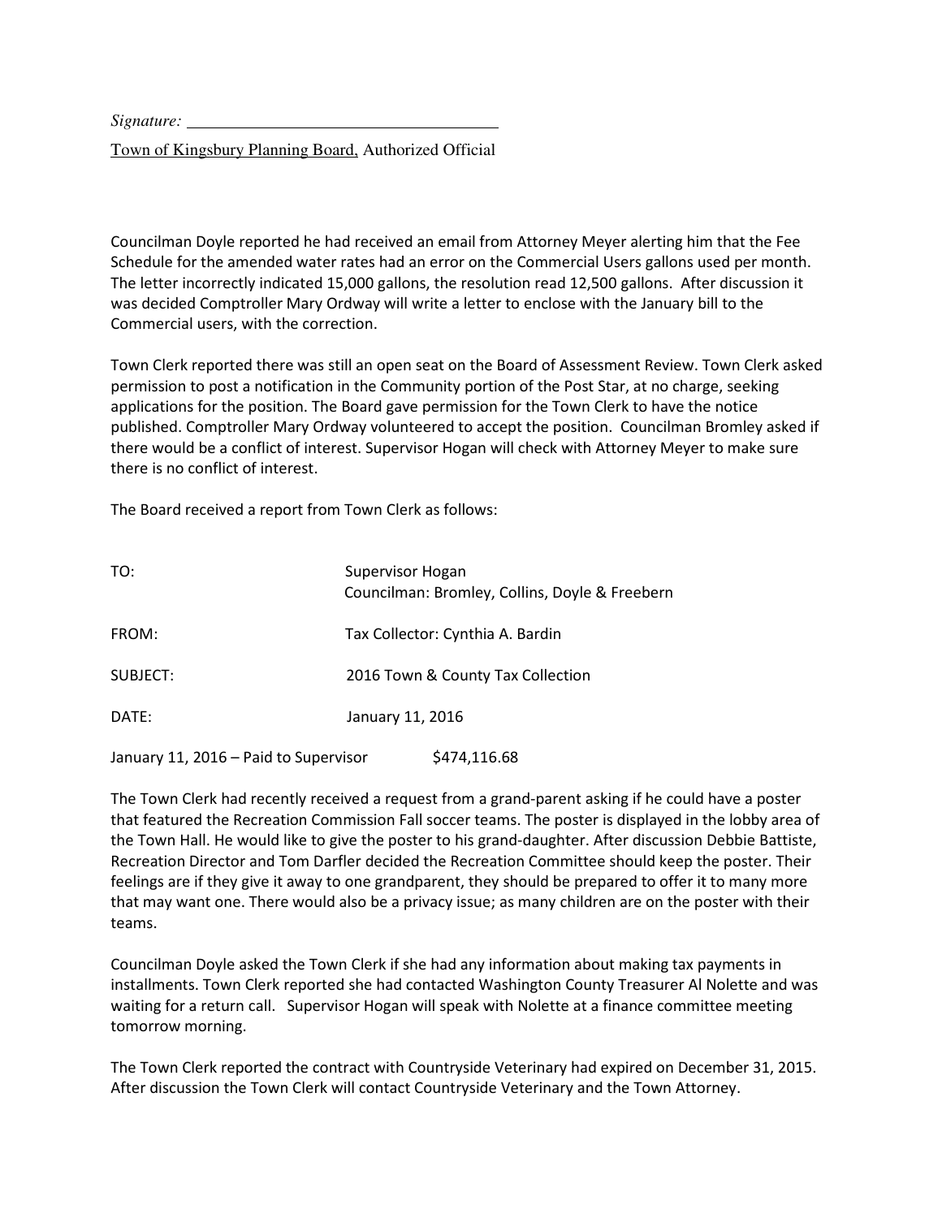*Signature:* ___________________________________

Town of Kingsbury Planning Board, Authorized Official

Councilman Doyle reported he had received an email from Attorney Meyer alerting him that the Fee Schedule for the amended water rates had an error on the Commercial Users gallons used per month. The letter incorrectly indicated 15,000 gallons, the resolution read 12,500 gallons. After discussion it was decided Comptroller Mary Ordway will write a letter to enclose with the January bill to the Commercial users, with the correction.

Town Clerk reported there was still an open seat on the Board of Assessment Review. Town Clerk asked permission to post a notification in the Community portion of the Post Star, at no charge, seeking applications for the position. The Board gave permission for the Town Clerk to have the notice published. Comptroller Mary Ordway volunteered to accept the position. Councilman Bromley asked if there would be a conflict of interest. Supervisor Hogan will check with Attorney Meyer to make sure there is no conflict of interest.

The Board received a report from Town Clerk as follows:

TO: Supervisor Hogan
Councilman: Bromley, Collins, Doyle & Freebern

FROM: Tax Collector: Cynthia A. Bardin

SUBJECT: 2016 Town & County Tax Collection

DATE: January 11, 2016

January 11, 2016 – Paid to Supervisor $474,116.68

The Town Clerk had recently received a request from a grand-parent asking if he could have a poster that featured the Recreation Commission Fall soccer teams. The poster is displayed in the lobby area of the Town Hall. He would like to give the poster to his grand-daughter. After discussion Debbie Battiste, Recreation Director and Tom Darfler decided the Recreation Committee should keep the poster. Their feelings are if they give it away to one grandparent, they should be prepared to offer it to many more that may want one. There would also be a privacy issue; as many children are on the poster with their teams.

Councilman Doyle asked the Town Clerk if she had any information about making tax payments in installments. Town Clerk reported she had contacted Washington County Treasurer Al Nolette and was waiting for a return call. Supervisor Hogan will speak with Nolette at a finance committee meeting tomorrow morning.

The Town Clerk reported the contract with Countryside Veterinary had expired on December 31, 2015. After discussion the Town Clerk will contact Countryside Veterinary and the Town Attorney.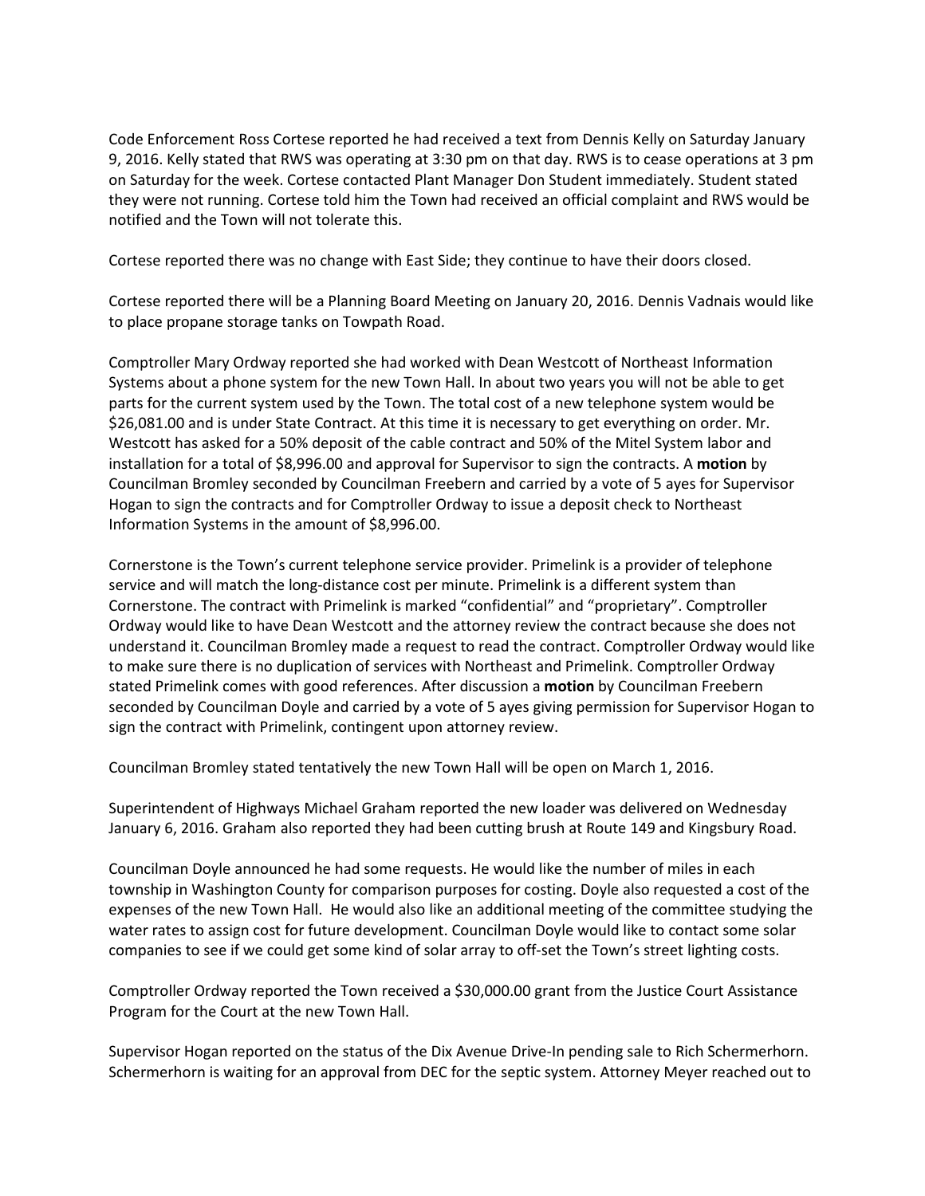Code Enforcement Ross Cortese reported he had received a text from Dennis Kelly on Saturday January 9, 2016. Kelly stated that RWS was operating at 3:30 pm on that day. RWS is to cease operations at 3 pm on Saturday for the week. Cortese contacted Plant Manager Don Student immediately. Student stated they were not running. Cortese told him the Town had received an official complaint and RWS would be notified and the Town will not tolerate this.

Cortese reported there was no change with East Side; they continue to have their doors closed.

Cortese reported there will be a Planning Board Meeting on January 20, 2016. Dennis Vadnais would like to place propane storage tanks on Towpath Road.

Comptroller Mary Ordway reported she had worked with Dean Westcott of Northeast Information Systems about a phone system for the new Town Hall. In about two years you will not be able to get parts for the current system used by the Town. The total cost of a new telephone system would be $26,081.00 and is under State Contract. At this time it is necessary to get everything on order. Mr. Westcott has asked for a 50% deposit of the cable contract and 50% of the Mitel System labor and installation for a total of $8,996.00 and approval for Supervisor to sign the contracts. A **motion** by Councilman Bromley seconded by Councilman Freebern and carried by a vote of 5 ayes for Supervisor Hogan to sign the contracts and for Comptroller Ordway to issue a deposit check to Northeast Information Systems in the amount of $8,996.00.

Cornerstone is the Town's current telephone service provider. Primelink is a provider of telephone service and will match the long-distance cost per minute. Primelink is a different system than Cornerstone. The contract with Primelink is marked "confidential" and "proprietary". Comptroller Ordway would like to have Dean Westcott and the attorney review the contract because she does not understand it. Councilman Bromley made a request to read the contract. Comptroller Ordway would like to make sure there is no duplication of services with Northeast and Primelink. Comptroller Ordway stated Primelink comes with good references. After discussion a **motion** by Councilman Freebern seconded by Councilman Doyle and carried by a vote of 5 ayes giving permission for Supervisor Hogan to sign the contract with Primelink, contingent upon attorney review.

Councilman Bromley stated tentatively the new Town Hall will be open on March 1, 2016.

Superintendent of Highways Michael Graham reported the new loader was delivered on Wednesday January 6, 2016. Graham also reported they had been cutting brush at Route 149 and Kingsbury Road.

Councilman Doyle announced he had some requests. He would like the number of miles in each township in Washington County for comparison purposes for costing. Doyle also requested a cost of the expenses of the new Town Hall. He would also like an additional meeting of the committee studying the water rates to assign cost for future development. Councilman Doyle would like to contact some solar companies to see if we could get some kind of solar array to off-set the Town's street lighting costs.

Comptroller Ordway reported the Town received a $30,000.00 grant from the Justice Court Assistance Program for the Court at the new Town Hall.

Supervisor Hogan reported on the status of the Dix Avenue Drive-In pending sale to Rich Schermerhorn. Schermerhorn is waiting for an approval from DEC for the septic system. Attorney Meyer reached out to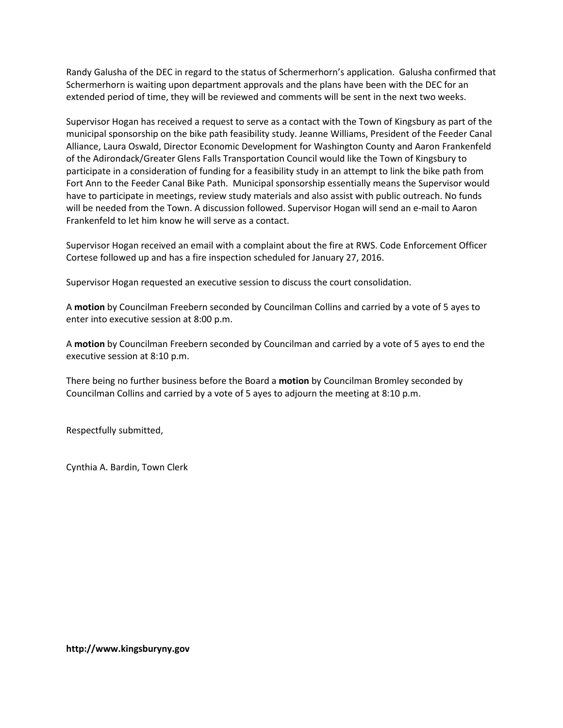Randy Galusha of the DEC in regard to the status of Schermerhorn's application. Galusha confirmed that Schermerhorn is waiting upon department approvals and the plans have been with the DEC for an extended period of time, they will be reviewed and comments will be sent in the next two weeks.

Supervisor Hogan has received a request to serve as a contact with the Town of Kingsbury as part of the municipal sponsorship on the bike path feasibility study. Jeanne Williams, President of the Feeder Canal Alliance, Laura Oswald, Director Economic Development for Washington County and Aaron Frankenfeld of the Adirondack/Greater Glens Falls Transportation Council would like the Town of Kingsbury to participate in a consideration of funding for a feasibility study in an attempt to link the bike path from Fort Ann to the Feeder Canal Bike Path. Municipal sponsorship essentially means the Supervisor would have to participate in meetings, review study materials and also assist with public outreach. No funds will be needed from the Town. A discussion followed. Supervisor Hogan will send an e-mail to Aaron Frankenfeld to let him know he will serve as a contact.

Supervisor Hogan received an email with a complaint about the fire at RWS. Code Enforcement Officer Cortese followed up and has a fire inspection scheduled for January 27, 2016.

Supervisor Hogan requested an executive session to discuss the court consolidation.

A **motion** by Councilman Freebern seconded by Councilman Collins and carried by a vote of 5 ayes to enter into executive session at 8:00 p.m.

A **motion** by Councilman Freebern seconded by Councilman and carried by a vote of 5 ayes to end the executive session at 8:10 p.m.

There being no further business before the Board a **motion** by Councilman Bromley seconded by Councilman Collins and carried by a vote of 5 ayes to adjourn the meeting at 8:10 p.m.

Respectfully submitted,

Cynthia A. Bardin, Town Clerk

**http://www.kingsburyny.gov**